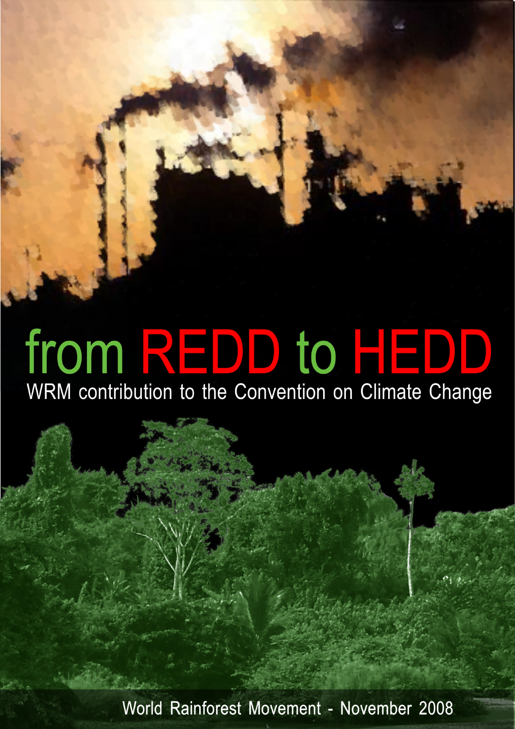# from REDD to HEDD

WRM contribution to the Convention on Climate Change

World Rainforest Movement - November 2008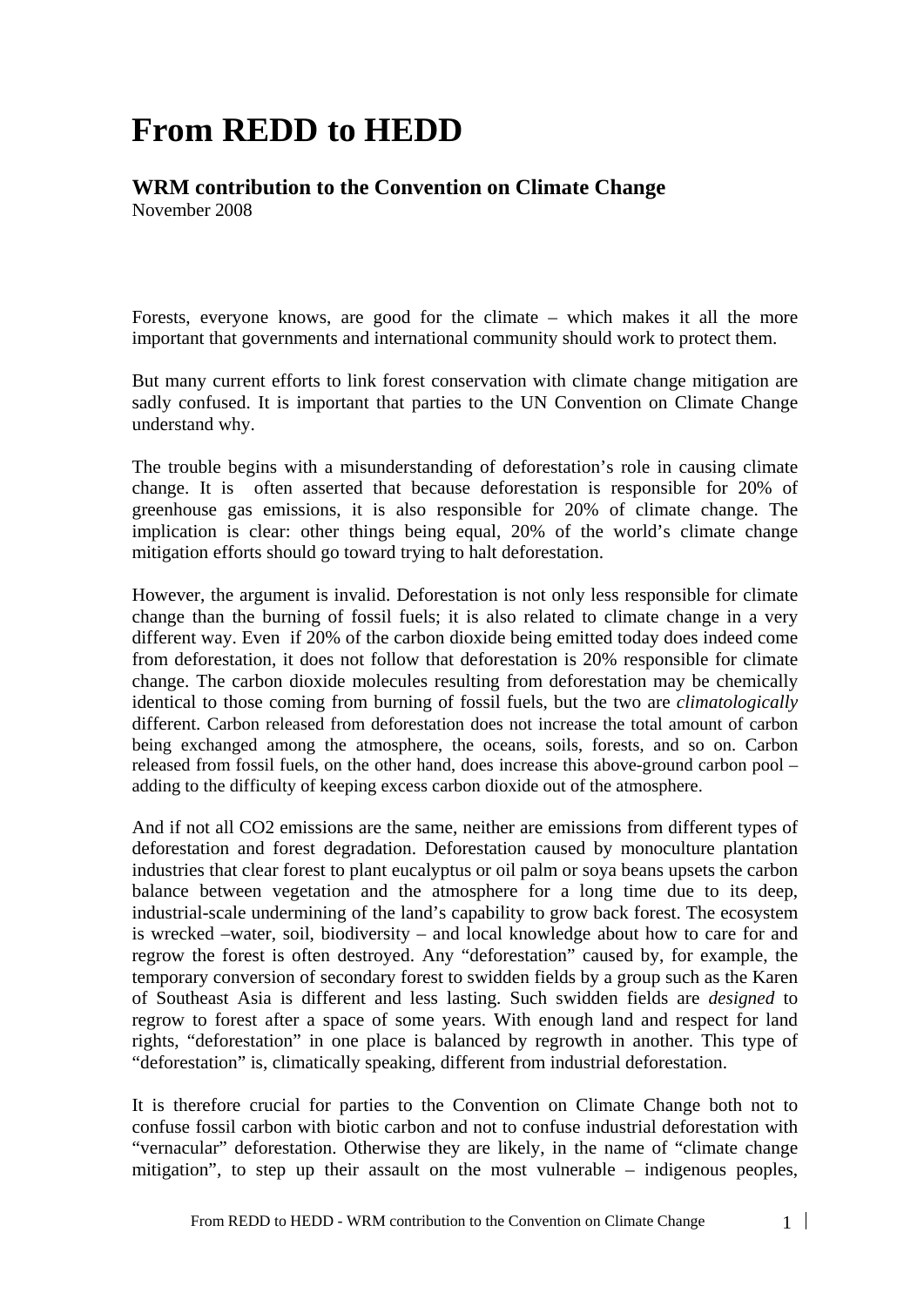# From REDD to HEDD

### WRM contribution to the Convention on Climate Change

November 2008

Forests, everyone knows, are good for the climate – which makes it all the more important that governments and international community should work to protect them.

But many current efforts to link forest conservation with climate change mitigation are sadly confused. It is important that parties to the UN Convention on Climate Change understand why.

The trouble begins with a misunderstanding of deforestation's role in causing climate change. It is often asserted that because deforestation is responsible for 20% of greenhouse gas emissions, it is also responsible for 20% of climate change. The implication is clear: other things being equal, 20% of the world's climate change mitigation efforts should go toward trying to halt deforestation.

However, the argument is invalid. Deforestation is not only less responsible for climate change than the burning of fossil fuels; it is also related to climate change in a very different way. Even if 20% of the carbon dioxide being emitted today does indeed come from deforestation, it does not follow that deforestation is 20% responsible for climate change. The carbon dioxide molecules resulting from deforestation may be chemically identical to those coming from burning of fossil fuels, but the two are *climatologically* different. Carbon released from deforestation does not increase the total amount of carbon being exchanged among the atmosphere, the oceans, soils, forests, and so on. Carbon released from fossil fuels, on the other hand, does increase this above-ground carbon pool – adding to the difficulty of keeping excess carbon dioxide out of the atmosphere.

And if not all $CO_2$ emissions are the same, neither are emissions from different types of deforestation and forest degradation. Deforestation caused by monoculture plantation industries that clear forest to plant eucalyptus or oil palm or soya beans upsets the carbon balance between vegetation and the atmosphere for a long time due to its deep, industrial-scale undermining of the land's capability to grow back forest. The ecosystem is wrecked –water, soil, biodiversity – and local knowledge about how to care for and regrow the forest is often destroyed. Any "deforestation" caused by, for example, the temporary conversion of secondary forest to swidden fields by a group such as the Karen of Southeast Asia is different and less lasting. Such swidden fields are *designed* to regrow to forest after a space of some years. With enough land and respect for land rights, "deforestation" in one place is balanced by regrowth in another. This type of "deforestation" is, climatically speaking, different from industrial deforestation.

It is therefore crucial for parties to the Convention on Climate Change both not to confuse fossil carbon with biotic carbon and not to confuse industrial deforestation with "vernacular" deforestation. Otherwise they are likely, in the name of "climate change mitigation", to step up their assault on the most vulnerable – indigenous peoples,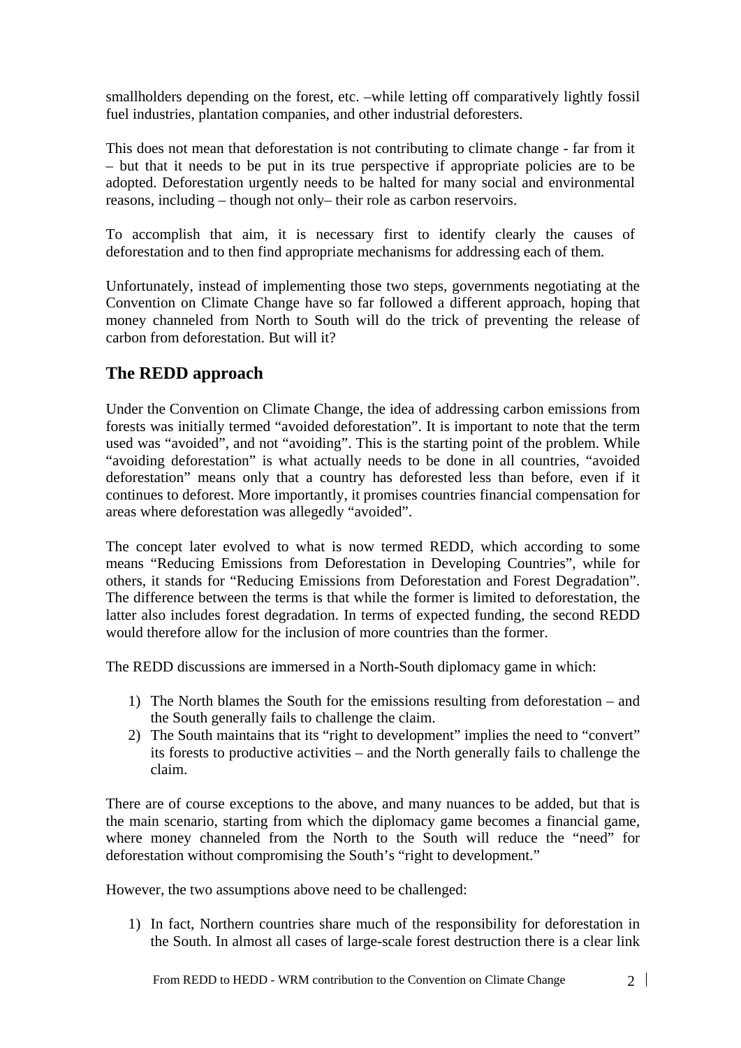smallholders depending on the forest, etc. –while letting off comparatively lightly fossil fuel industries, plantation companies, and other industrial deforesters.

This does not mean that deforestation is not contributing to climate change - far from it – but that it needs to be put in its true perspective if appropriate policies are to be adopted. Deforestation urgently needs to be halted for many social and environmental reasons, including – though not only– their role as carbon reservoirs.

To accomplish that aim, it is necessary first to identify clearly the causes of deforestation and to then find appropriate mechanisms for addressing each of them.

Unfortunately, instead of implementing those two steps, governments negotiating at the Convention on Climate Change have so far followed a different approach, hoping that money channeled from North to South will do the trick of preventing the release of carbon from deforestation. But will it?

## The REDD approach

Under the Convention on Climate Change, the idea of addressing carbon emissions from forests was initially termed "avoided deforestation". It is important to note that the term used was "avoided", and not "avoiding". This is the starting point of the problem. While "avoiding deforestation" is what actually needs to be done in all countries, "avoided deforestation" means only that a country has deforested less than before, even if it continues to deforest. More importantly, it promises countries financial compensation for areas where deforestation was allegedly "avoided".

The concept later evolved to what is now termed REDD, which according to some means "Reducing Emissions from Deforestation in Developing Countries", while for others, it stands for "Reducing Emissions from Deforestation and Forest Degradation". The difference between the terms is that while the former is limited to deforestation, the latter also includes forest degradation. In terms of expected funding, the second REDD would therefore allow for the inclusion of more countries than the former.

The REDD discussions are immersed in a North-South diplomacy game in which:

1) The North blames the South for the emissions resulting from deforestation – and the South generally fails to challenge the claim.
2) The South maintains that its "right to development" implies the need to "convert" its forests to productive activities – and the North generally fails to challenge the claim.

There are of course exceptions to the above, and many nuances to be added, but that is the main scenario, starting from which the diplomacy game becomes a financial game, where money channeled from the North to the South will reduce the "need" for deforestation without compromising the South's "right to development."

However, the two assumptions above need to be challenged:

1) In fact, Northern countries share much of the responsibility for deforestation in the South. In almost all cases of large-scale forest destruction there is a clear link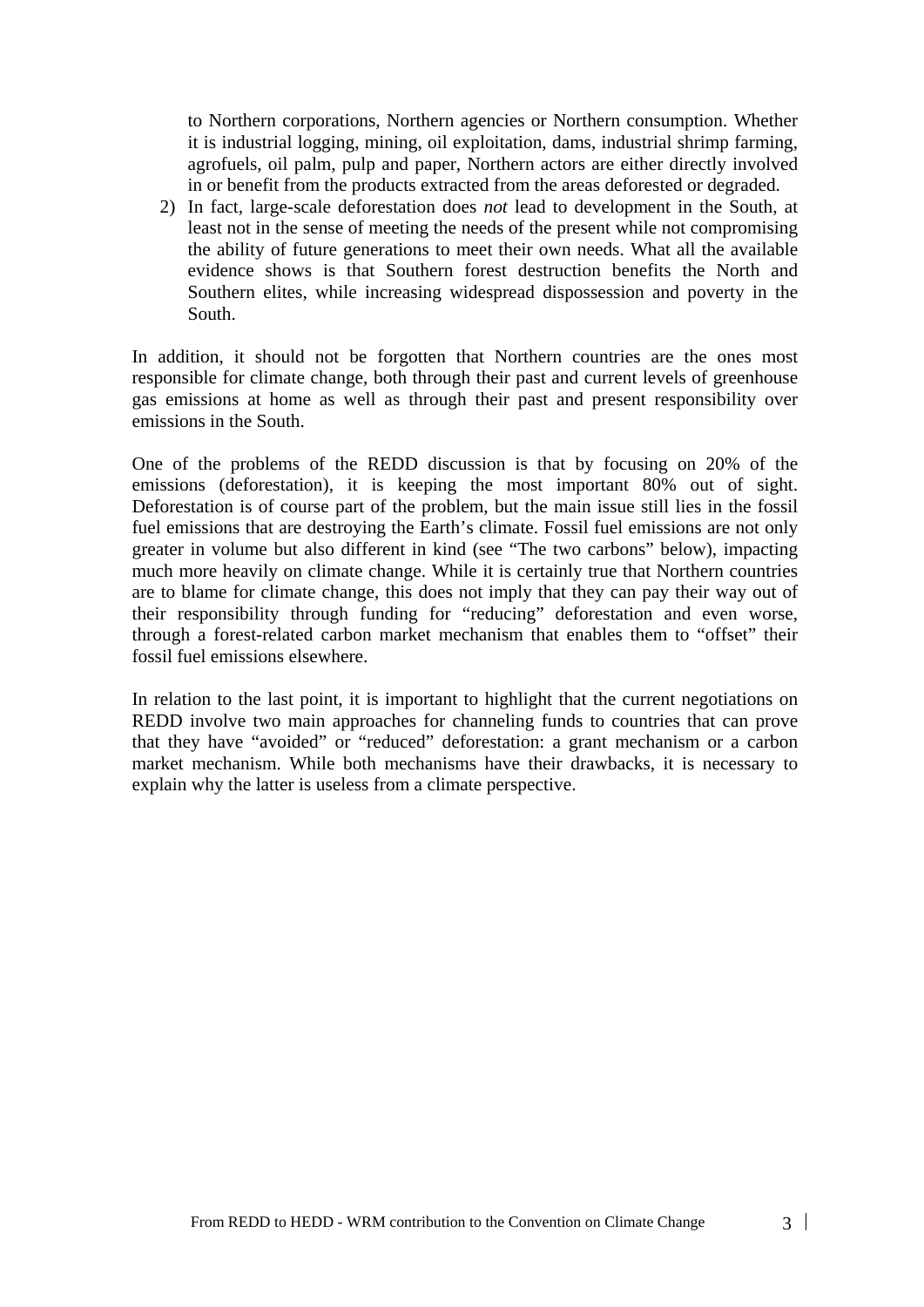to Northern corporations, Northern agencies or Northern consumption. Whether it is industrial logging, mining, oil exploitation, dams, industrial shrimp farming, agrofuels, oil palm, pulp and paper, Northern actors are either directly involved in or benefit from the products extracted from the areas deforested or degraded.

2) In fact, large-scale deforestation does *not* lead to development in the South, at least not in the sense of meeting the needs of the present while not compromising the ability of future generations to meet their own needs. What all the available evidence shows is that Southern forest destruction benefits the North and Southern elites, while increasing widespread dispossession and poverty in the South.

In addition, it should not be forgotten that Northern countries are the ones most responsible for climate change, both through their past and current levels of greenhouse gas emissions at home as well as through their past and present responsibility over emissions in the South.

One of the problems of the REDD discussion is that by focusing on 20% of the emissions (deforestation), it is keeping the most important 80% out of sight. Deforestation is of course part of the problem, but the main issue still lies in the fossil fuel emissions that are destroying the Earth's climate. Fossil fuel emissions are not only greater in volume but also different in kind (see "The two carbons" below), impacting much more heavily on climate change. While it is certainly true that Northern countries are to blame for climate change, this does not imply that they can pay their way out of their responsibility through funding for "reducing" deforestation and even worse, through a forest-related carbon market mechanism that enables them to "offset" their fossil fuel emissions elsewhere.

In relation to the last point, it is important to highlight that the current negotiations on REDD involve two main approaches for channeling funds to countries that can prove that they have "avoided" or "reduced" deforestation: a grant mechanism or a carbon market mechanism. While both mechanisms have their drawbacks, it is necessary to explain why the latter is useless from a climate perspective.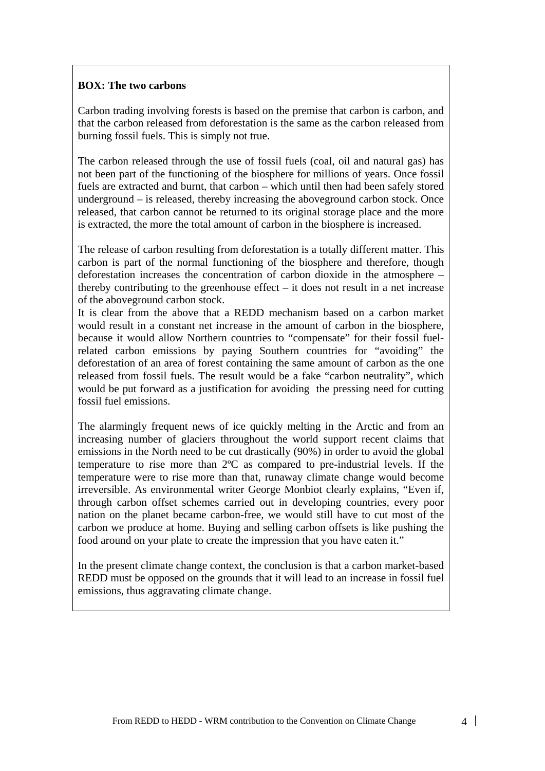**BOX: The two carbons**

Carbon trading involving forests is based on the premise that carbon is carbon, and that the carbon released from deforestation is the same as the carbon released from burning fossil fuels. This is simply not true.

The carbon released through the use of fossil fuels (coal, oil and natural gas) has not been part of the functioning of the biosphere for millions of years. Once fossil fuels are extracted and burnt, that carbon – which until then had been safely stored underground – is released, thereby increasing the aboveground carbon stock. Once released, that carbon cannot be returned to its original storage place and the more is extracted, the more the total amount of carbon in the biosphere is increased.

The release of carbon resulting from deforestation is a totally different matter. This carbon is part of the normal functioning of the biosphere and therefore, though deforestation increases the concentration of carbon dioxide in the atmosphere – thereby contributing to the greenhouse effect – it does not result in a net increase of the aboveground carbon stock.
It is clear from the above that a REDD mechanism based on a carbon market would result in a constant net increase in the amount of carbon in the biosphere, because it would allow Northern countries to "compensate" for their fossil fuel-related carbon emissions by paying Southern countries for "avoiding" the deforestation of an area of forest containing the same amount of carbon as the one released from fossil fuels. The result would be a fake "carbon neutrality", which would be put forward as a justification for avoiding the pressing need for cutting fossil fuel emissions.

The alarmingly frequent news of ice quickly melting in the Arctic and from an increasing number of glaciers throughout the world support recent claims that emissions in the North need to be cut drastically (90%) in order to avoid the global temperature to rise more than 2ºC as compared to pre-industrial levels. If the temperature were to rise more than that, runaway climate change would become irreversible. As environmental writer George Monbiot clearly explains, "Even if, through carbon offset schemes carried out in developing countries, every poor nation on the planet became carbon-free, we would still have to cut most of the carbon we produce at home. Buying and selling carbon offsets is like pushing the food around on your plate to create the impression that you have eaten it."

In the present climate change context, the conclusion is that a carbon market-based REDD must be opposed on the grounds that it will lead to an increase in fossil fuel emissions, thus aggravating climate change.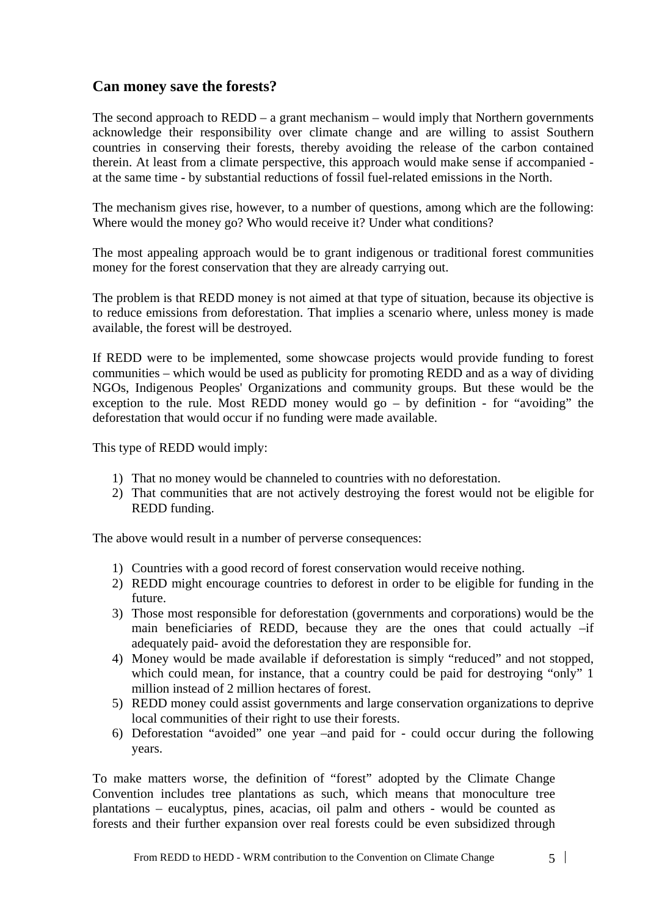## Can money save the forests?

The second approach to REDD – a grant mechanism – would imply that Northern governments acknowledge their responsibility over climate change and are willing to assist Southern countries in conserving their forests, thereby avoiding the release of the carbon contained therein. At least from a climate perspective, this approach would make sense if accompanied - at the same time - by substantial reductions of fossil fuel-related emissions in the North.

The mechanism gives rise, however, to a number of questions, among which are the following: Where would the money go? Who would receive it? Under what conditions?

The most appealing approach would be to grant indigenous or traditional forest communities money for the forest conservation that they are already carrying out.

The problem is that REDD money is not aimed at that type of situation, because its objective is to reduce emissions from deforestation. That implies a scenario where, unless money is made available, the forest will be destroyed.

If REDD were to be implemented, some showcase projects would provide funding to forest communities – which would be used as publicity for promoting REDD and as a way of dividing NGOs, Indigenous Peoples' Organizations and community groups. But these would be the exception to the rule. Most REDD money would go – by definition - for "avoiding" the deforestation that would occur if no funding were made available.

This type of REDD would imply:

1) That no money would be channeled to countries with no deforestation.
2) That communities that are not actively destroying the forest would not be eligible for REDD funding.

The above would result in a number of perverse consequences:

1) Countries with a good record of forest conservation would receive nothing.
2) REDD might encourage countries to deforest in order to be eligible for funding in the future.
3) Those most responsible for deforestation (governments and corporations) would be the main beneficiaries of REDD, because they are the ones that could actually –if adequately paid- avoid the deforestation they are responsible for.
4) Money would be made available if deforestation is simply "reduced" and not stopped, which could mean, for instance, that a country could be paid for destroying "only" 1 million instead of 2 million hectares of forest.
5) REDD money could assist governments and large conservation organizations to deprive local communities of their right to use their forests.
6) Deforestation "avoided" one year –and paid for - could occur during the following years.

To make matters worse, the definition of "forest" adopted by the Climate Change Convention includes tree plantations as such, which means that monoculture tree plantations – eucalyptus, pines, acacias, oil palm and others - would be counted as forests and their further expansion over real forests could be even subsidized through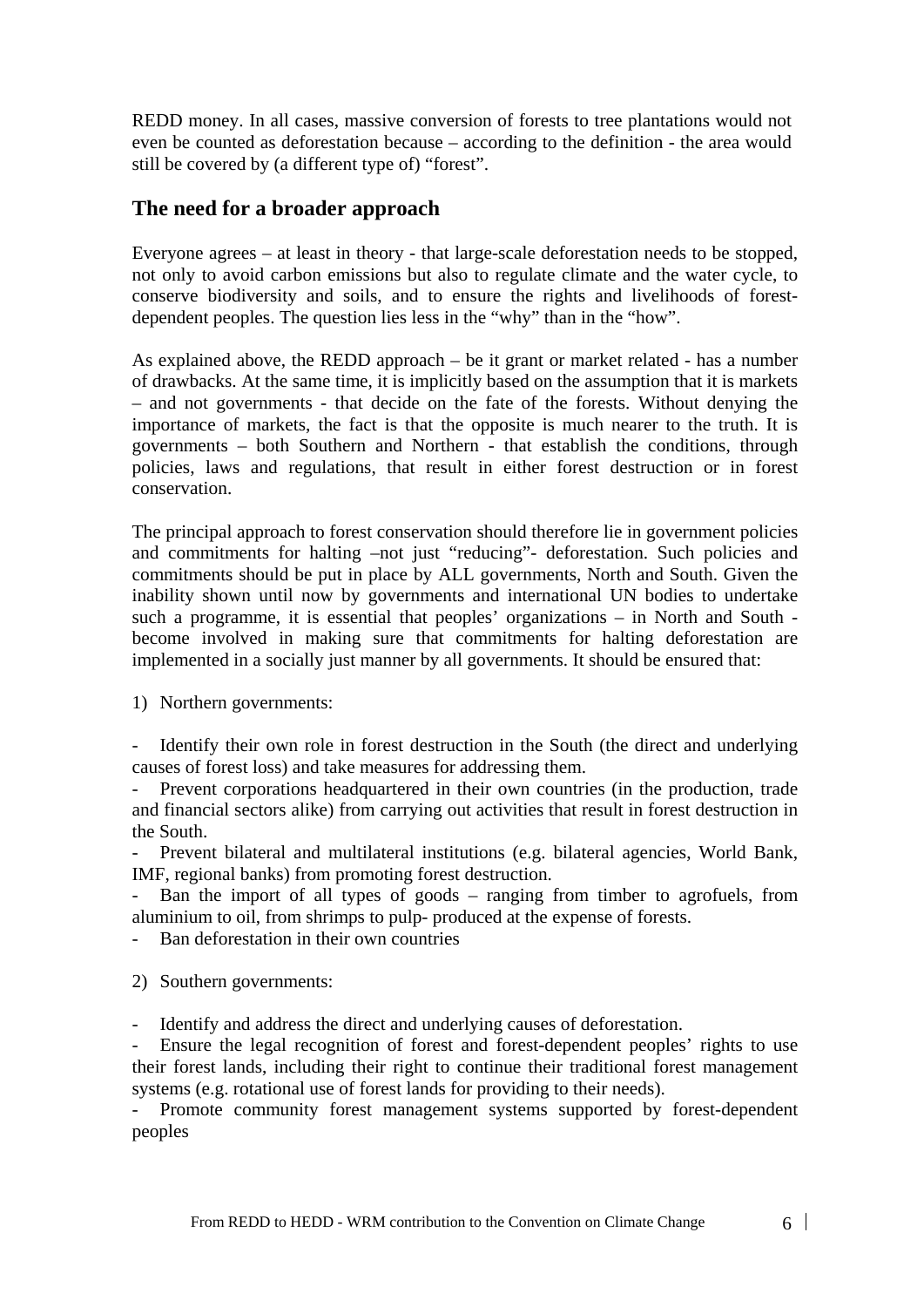REDD money. In all cases, massive conversion of forests to tree plantations would not even be counted as deforestation because – according to the definition - the area would still be covered by (a different type of) "forest".

## The need for a broader approach

Everyone agrees – at least in theory - that large-scale deforestation needs to be stopped, not only to avoid carbon emissions but also to regulate climate and the water cycle, to conserve biodiversity and soils, and to ensure the rights and livelihoods of forest-dependent peoples. The question lies less in the "why" than in the "how".

As explained above, the REDD approach – be it grant or market related - has a number of drawbacks. At the same time, it is implicitly based on the assumption that it is markets – and not governments - that decide on the fate of the forests. Without denying the importance of markets, the fact is that the opposite is much nearer to the truth. It is governments – both Southern and Northern - that establish the conditions, through policies, laws and regulations, that result in either forest destruction or in forest conservation.

The principal approach to forest conservation should therefore lie in government policies and commitments for halting –not just "reducing"- deforestation. Such policies and commitments should be put in place by ALL governments, North and South. Given the inability shown until now by governments and international UN bodies to undertake such a programme, it is essential that peoples' organizations – in North and South - become involved in making sure that commitments for halting deforestation are implemented in a socially just manner by all governments. It should be ensured that:

1) Northern governments:

- Identify their own role in forest destruction in the South (the direct and underlying causes of forest loss) and take measures for addressing them.
- Prevent corporations headquartered in their own countries (in the production, trade and financial sectors alike) from carrying out activities that result in forest destruction in the South.
- Prevent bilateral and multilateral institutions (e.g. bilateral agencies, World Bank, IMF, regional banks) from promoting forest destruction.
- Ban the import of all types of goods – ranging from timber to agrofuels, from aluminium to oil, from shrimps to pulp- produced at the expense of forests.
- Ban deforestation in their own countries

2) Southern governments:

- Identify and address the direct and underlying causes of deforestation.
- Ensure the legal recognition of forest and forest-dependent peoples' rights to use their forest lands, including their right to continue their traditional forest management systems (e.g. rotational use of forest lands for providing to their needs).
- Promote community forest management systems supported by forest-dependent peoples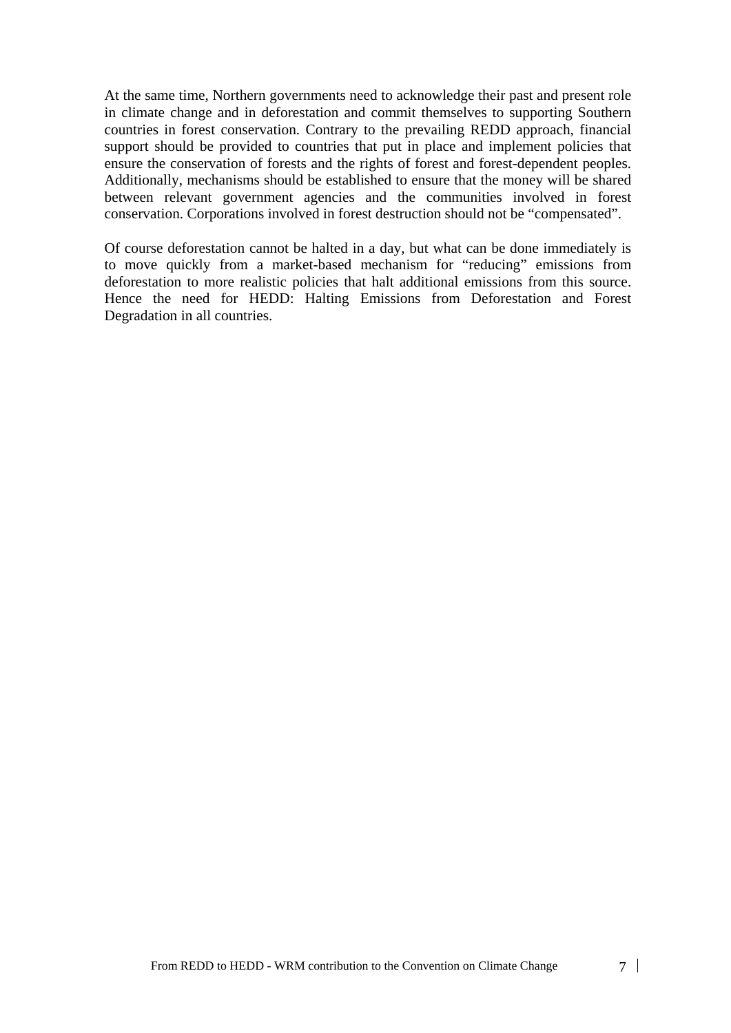At the same time, Northern governments need to acknowledge their past and present role in climate change and in deforestation and commit themselves to supporting Southern countries in forest conservation. Contrary to the prevailing REDD approach, financial support should be provided to countries that put in place and implement policies that ensure the conservation of forests and the rights of forest and forest-dependent peoples. Additionally, mechanisms should be established to ensure that the money will be shared between relevant government agencies and the communities involved in forest conservation. Corporations involved in forest destruction should not be "compensated".

Of course deforestation cannot be halted in a day, but what can be done immediately is to move quickly from a market-based mechanism for "reducing" emissions from deforestation to more realistic policies that halt additional emissions from this source. Hence the need for HEDD: Halting Emissions from Deforestation and Forest Degradation in all countries.